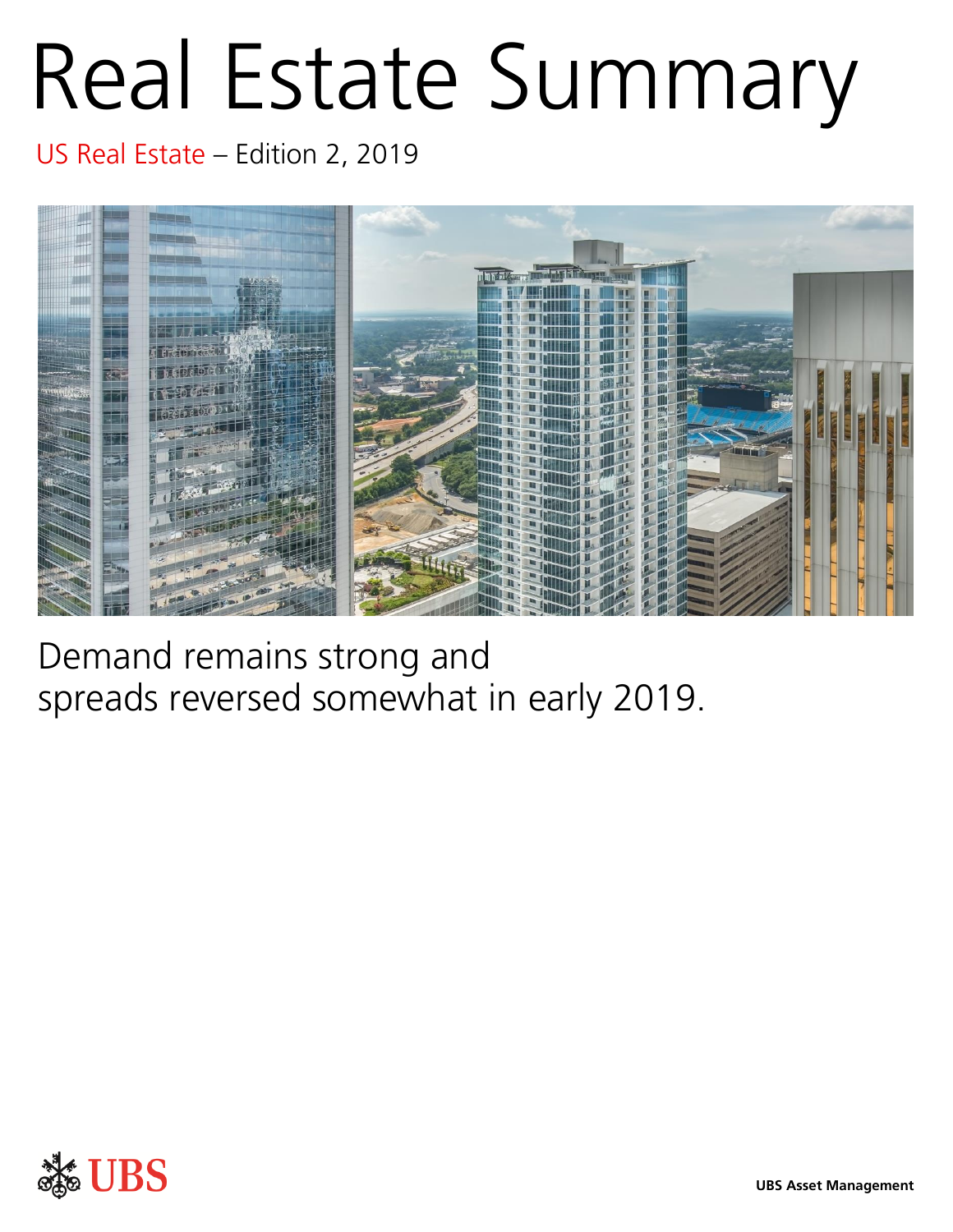# Real Estate Summary

US Real Estate – Edition 2, 2019

Demand remains strong and spreads reversed somewhat in early 2019.

UBS

UBS Asset Management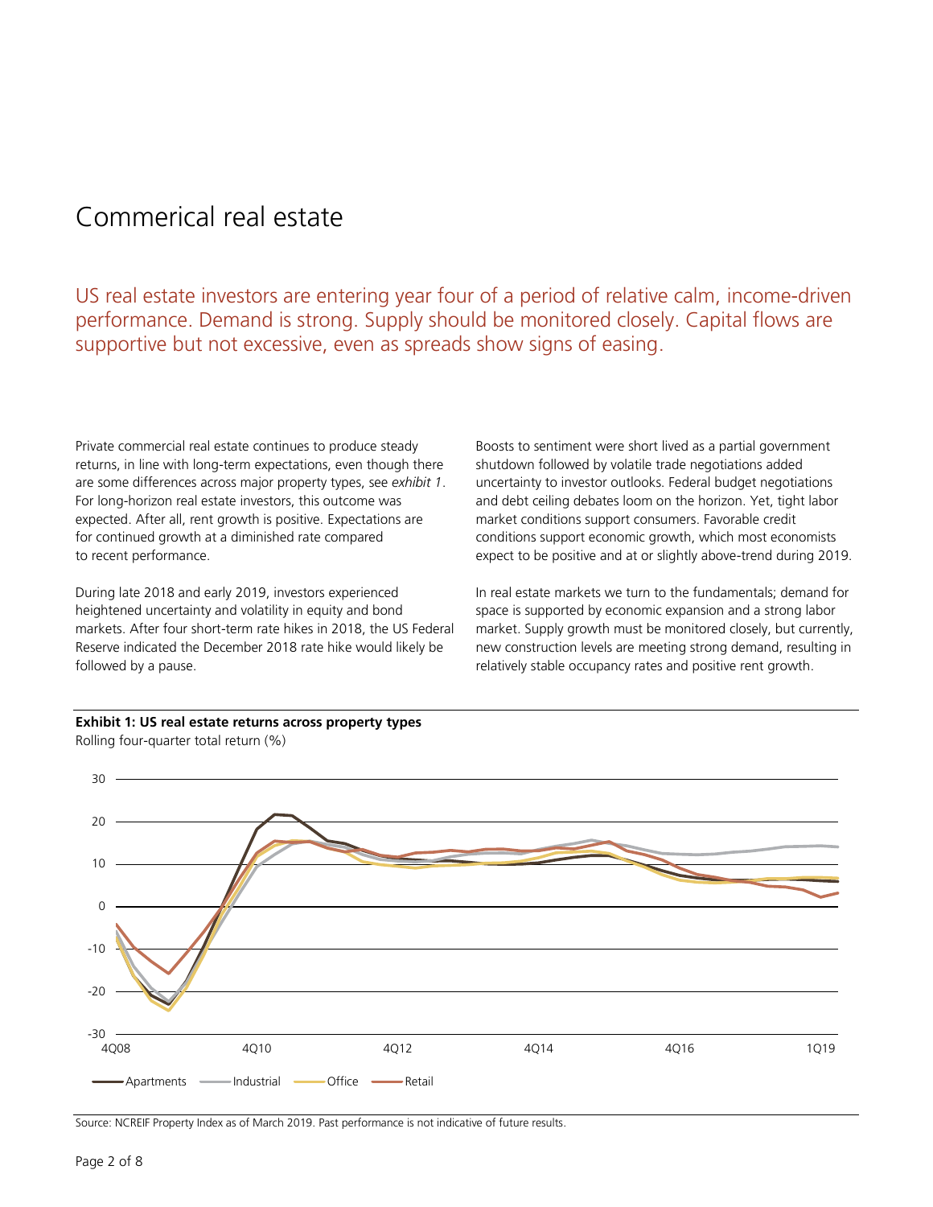# Commerical real estate

## US real estate investors are entering year four of a period of relative calm, income-driven performance. Demand is strong. Supply should be monitored closely. Capital flows are supportive but not excessive, even as spreads show signs of easing.

Private commercial real estate continues to produce steady returns, in line with long-term expectations, even though there are some differences across major property types, see *exhibit 1*. For long-horizon real estate investors, this outcome was expected. After all, rent growth is positive. Expectations are for continued growth at a diminished rate compared to recent performance.

During late 2018 and early 2019, investors experienced heightened uncertainty and volatility in equity and bond markets. After four short-term rate hikes in 2018, the US Federal Reserve indicated the December 2018 rate hike would likely be followed by a pause.

Boosts to sentiment were short lived as a partial government shutdown followed by volatile trade negotiations added uncertainty to investor outlooks. Federal budget negotiations and debt ceiling debates loom on the horizon. Yet, tight labor market conditions support consumers. Favorable credit conditions support economic growth, which most economists expect to be positive and at or slightly above-trend during 2019.

In real estate markets we turn to the fundamentals; demand for space is supported by economic expansion and a strong labor market. Supply growth must be monitored closely, but currently, new construction levels are meeting strong demand, resulting in relatively stable occupancy rates and positive rent growth.

**Exhibit 1: US real estate returns across property types**

Rolling four-quarter total return (%)

Legend: Apartments, Industrial, Office, Retail (x-axis: 4Q08, 4Q10, 4Q12, 4Q14, 4Q16, 1Q19; y-axis: -30 to 30)

Source: NCREIF Property Index as of March 2019. Past performance is not indicative of future results.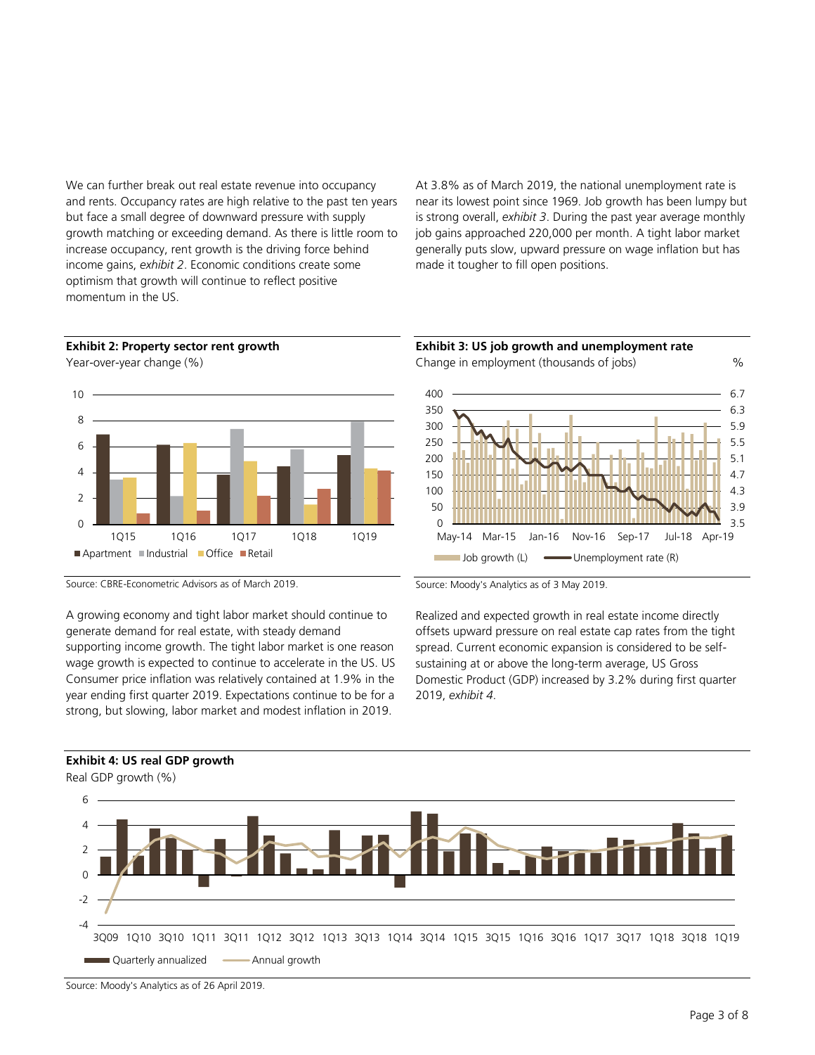We can further break out real estate revenue into occupancy and rents. Occupancy rates are high relative to the past ten years but face a small degree of downward pressure with supply growth matching or exceeding demand. As there is little room to increase occupancy, rent growth is the driving force behind income gains, *exhibit 2*. Economic conditions create some optimism that growth will continue to reflect positive momentum in the US.

At 3.8% as of March 2019, the national unemployment rate is near its lowest point since 1969. Job growth has been lumpy but is strong overall, *exhibit 3*. During the past year average monthly job gains approached 220,000 per month. A tight labor market generally puts slow, upward pressure on wage inflation but has made it tougher to fill open positions.

**Exhibit 2: Property sector rent growth**

Year-over-year change (%)

Source: CBRE-Econometric Advisors as of March 2019.

**Exhibit 3: US job growth and unemployment rate**

Change in employment (thousands of jobs) %

Source: Moody's Analytics as of 3 May 2019.

A growing economy and tight labor market should continue to generate demand for real estate, with steady demand supporting income growth. The tight labor market is one reason wage growth is expected to continue to accelerate in the US. US Consumer price inflation was relatively contained at 1.9% in the year ending first quarter 2019. Expectations continue to be for a strong, but slowing, labor market and modest inflation in 2019.

Realized and expected growth in real estate income directly offsets upward pressure on real estate cap rates from the tight spread. Current economic expansion is considered to be self-sustaining at or above the long-term average, US Gross Domestic Product (GDP) increased by 3.2% during first quarter 2019, *exhibit 4*.

**Exhibit 4: US real GDP growth**

Real GDP growth (%)

Source: Moody's Analytics as of 26 April 2019.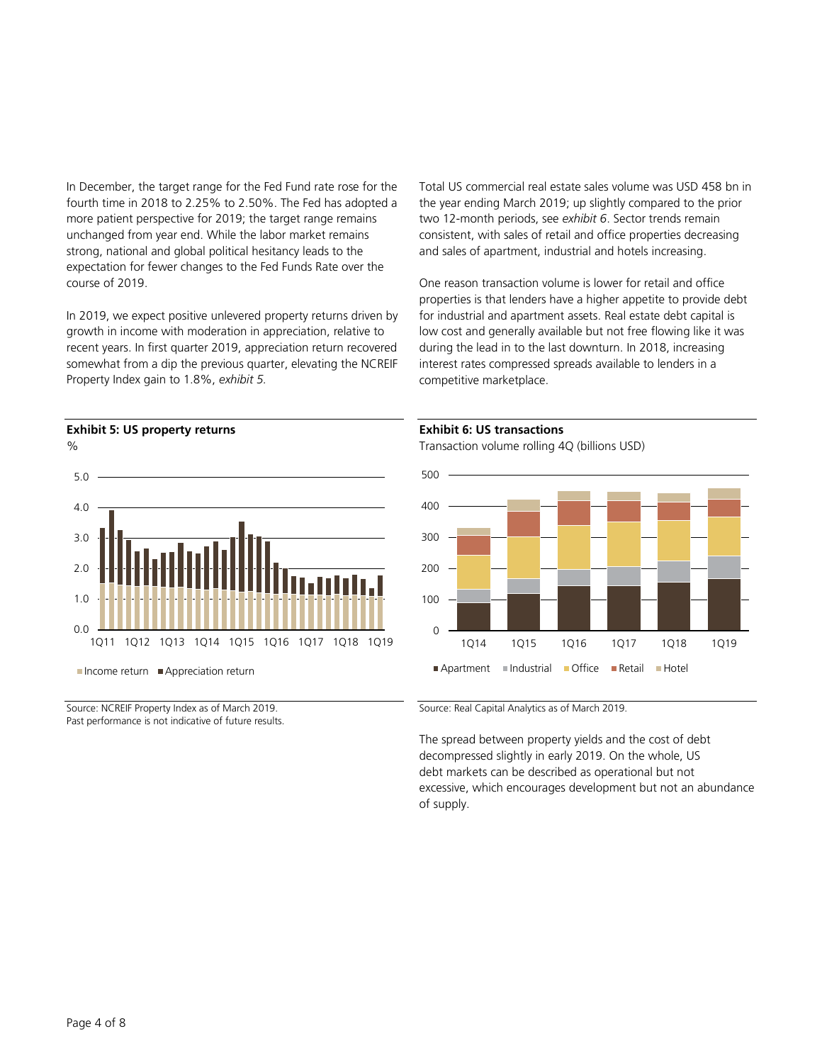In December, the target range for the Fed Fund rate rose for the fourth time in 2018 to 2.25% to 2.50%. The Fed has adopted a more patient perspective for 2019; the target range remains unchanged from year end. While the labor market remains strong, national and global political hesitancy leads to the expectation for fewer changes to the Fed Funds Rate over the course of 2019.

In 2019, we expect positive unlevered property returns driven by growth in income with moderation in appreciation, relative to recent years. In first quarter 2019, appreciation return recovered somewhat from a dip the previous quarter, elevating the NCREIF Property Index gain to 1.8%, *exhibit 5.*

**Exhibit 5: US property returns**

%

Income return ■ Appreciation return

Source: NCREIF Property Index as of March 2019.
Past performance is not indicative of future results.

Total US commercial real estate sales volume was USD 458 bn in the year ending March 2019; up slightly compared to the prior two 12-month periods, see *exhibit 6*. Sector trends remain consistent, with sales of retail and office properties decreasing and sales of apartment, industrial and hotels increasing.

One reason transaction volume is lower for retail and office properties is that lenders have a higher appetite to provide debt for industrial and apartment assets. Real estate debt capital is low cost and generally available but not free flowing like it was during the lead in to the last downturn. In 2018, increasing interest rates compressed spreads available to lenders in a competitive marketplace.

**Exhibit 6: US transactions**

Transaction volume rolling 4Q (billions USD)

Apartment ■ Industrial ■ Office ■ Retail ■ Hotel

Source: Real Capital Analytics as of March 2019.

The spread between property yields and the cost of debt decompressed slightly in early 2019. On the whole, US debt markets can be described as operational but not excessive, which encourages development but not an abundance of supply.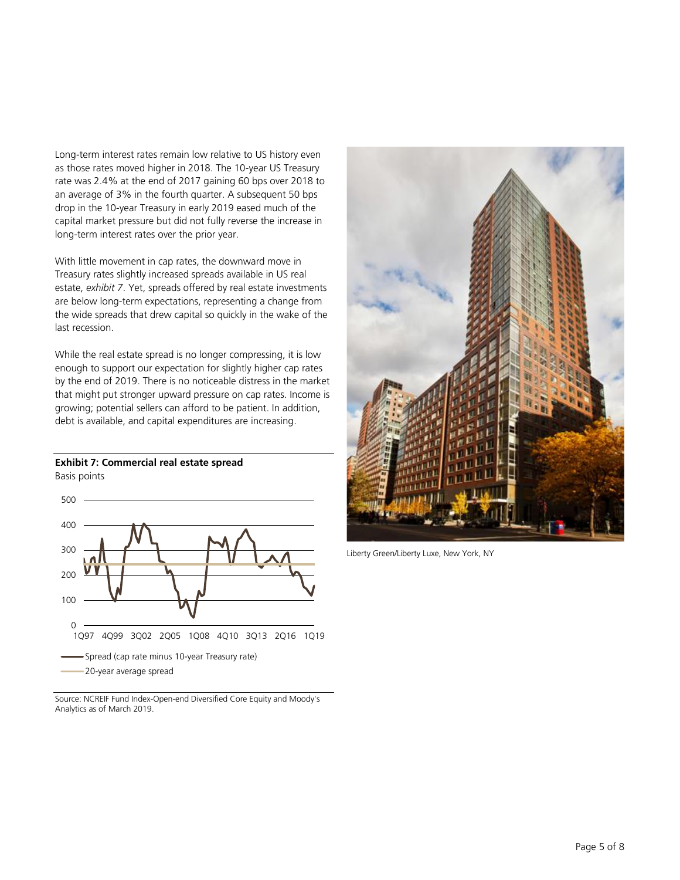Long-term interest rates remain low relative to US history even as those rates moved higher in 2018. The 10-year US Treasury rate was 2.4% at the end of 2017 gaining 60 bps over 2018 to an average of 3% in the fourth quarter. A subsequent 50 bps drop in the 10-year Treasury in early 2019 eased much of the capital market pressure but did not fully reverse the increase in long-term interest rates over the prior year.

With little movement in cap rates, the downward move in Treasury rates slightly increased spreads available in US real estate, *exhibit 7*. Yet, spreads offered by real estate investments are below long-term expectations, representing a change from the wide spreads that drew capital so quickly in the wake of the last recession.

While the real estate spread is no longer compressing, it is low enough to support our expectation for slightly higher cap rates by the end of 2019. There is no noticeable distress in the market that might put stronger upward pressure on cap rates. Income is growing; potential sellers can afford to be patient. In addition, debt is available, and capital expenditures are increasing.

**Exhibit 7: Commercial real estate spread**

Basis points

- Spread (cap rate minus 10-year Treasury rate)
- 20-year average spread

Source: NCREIF Fund Index-Open-end Diversified Core Equity and Moody's Analytics as of March 2019.

Liberty Green/Liberty Luxe, New York, NY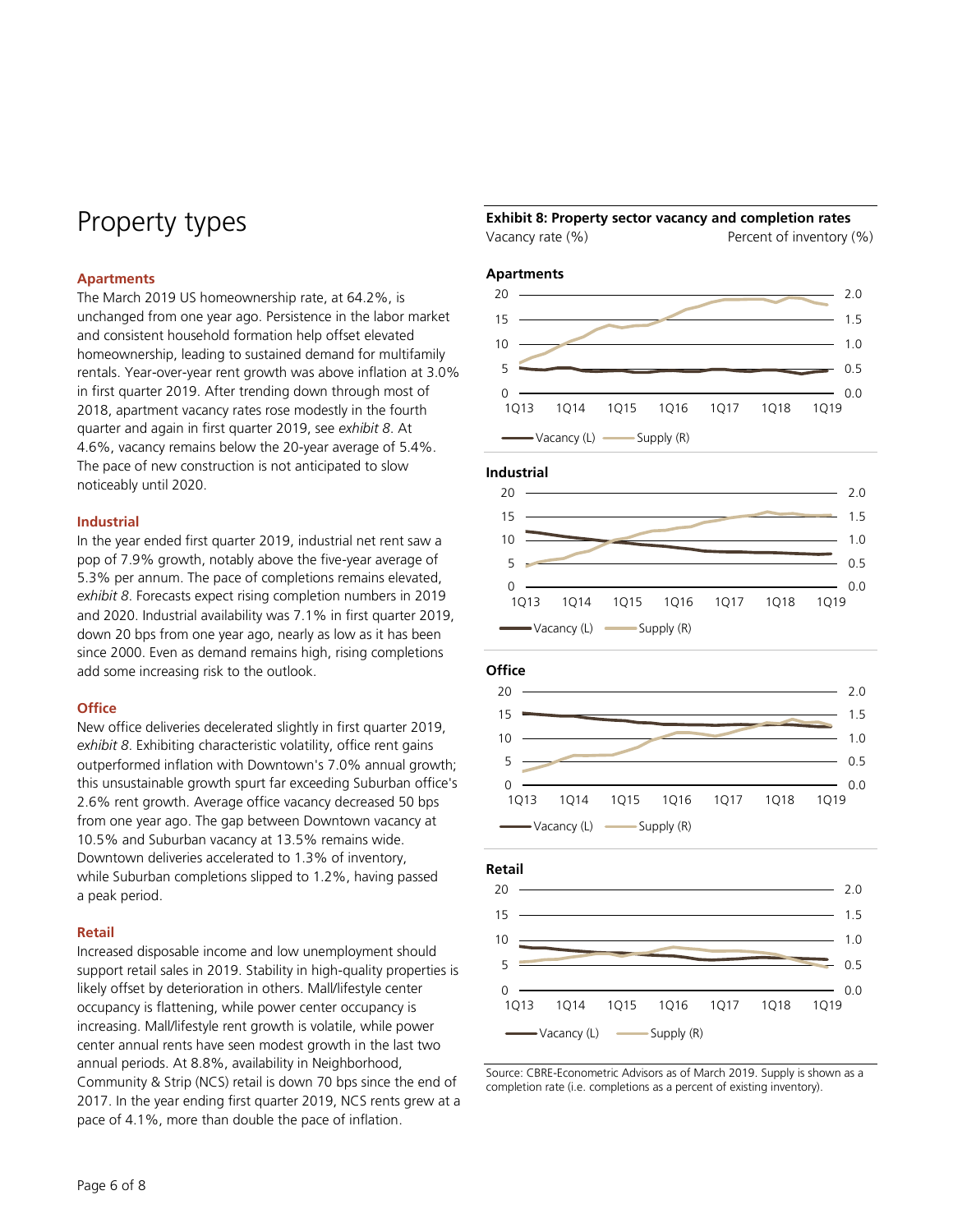# Property types

### Apartments

The March 2019 US homeownership rate, at 64.2%, is unchanged from one year ago. Persistence in the labor market and consistent household formation help offset elevated homeownership, leading to sustained demand for multifamily rentals. Year-over-year rent growth was above inflation at 3.0% in first quarter 2019. After trending down through most of 2018, apartment vacancy rates rose modestly in the fourth quarter and again in first quarter 2019, see *exhibit 8*. At 4.6%, vacancy remains below the 20-year average of 5.4%. The pace of new construction is not anticipated to slow noticeably until 2020.

### Industrial

In the year ended first quarter 2019, industrial net rent saw a pop of 7.9% growth, notably above the five-year average of 5.3% per annum. The pace of completions remains elevated, *exhibit 8*. Forecasts expect rising completion numbers in 2019 and 2020. Industrial availability was 7.1% in first quarter 2019, down 20 bps from one year ago, nearly as low as it has been since 2000. Even as demand remains high, rising completions add some increasing risk to the outlook.

### Office

New office deliveries decelerated slightly in first quarter 2019, *exhibit 8*. Exhibiting characteristic volatility, office rent gains outperformed inflation with Downtown's 7.0% annual growth; this unsustainable growth spurt far exceeding Suburban office's 2.6% rent growth. Average office vacancy decreased 50 bps from one year ago. The gap between Downtown vacancy at 10.5% and Suburban vacancy at 13.5% remains wide. Downtown deliveries accelerated to 1.3% of inventory, while Suburban completions slipped to 1.2%, having passed a peak period.

### Retail

Increased disposable income and low unemployment should support retail sales in 2019. Stability in high-quality properties is likely offset by deterioration in others. Mall/lifestyle center occupancy is flattening, while power center occupancy is increasing. Mall/lifestyle rent growth is volatile, while power center annual rents have seen modest growth in the last two annual periods. At 8.8%, availability in Neighborhood, Community & Strip (NCS) retail is down 70 bps since the end of 2017. In the year ending first quarter 2019, NCS rents grew at a pace of 4.1%, more than double the pace of inflation.

**Exhibit 8: Property sector vacancy and completion rates**

Vacancy rate (%) — Percent of inventory (%)

Apartments / Industrial / Office / Retail — Vacancy (L), Supply (R)

Source: CBRE-Econometric Advisors as of March 2019. Supply is shown as a completion rate (i.e. completions as a percent of existing inventory).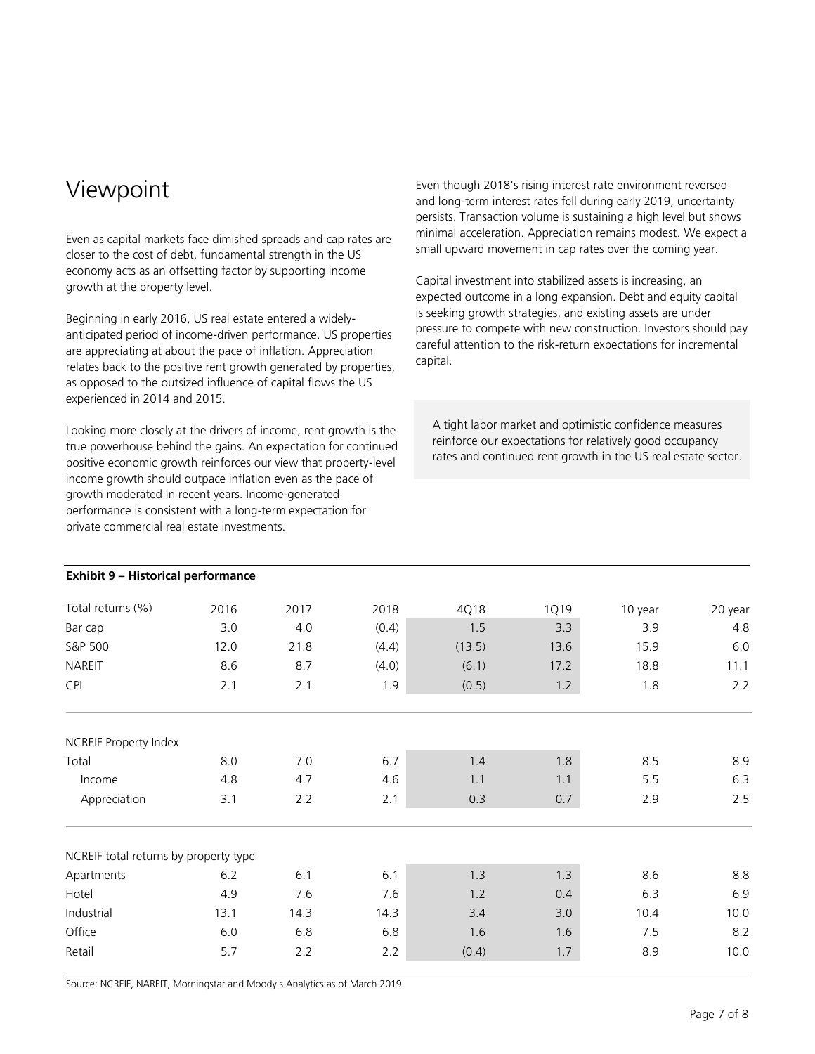# Viewpoint

Even as capital markets face dimished spreads and cap rates are closer to the cost of debt, fundamental strength in the US economy acts as an offsetting factor by supporting income growth at the property level.

Beginning in early 2016, US real estate entered a widely-anticipated period of income-driven performance. US properties are appreciating at about the pace of inflation. Appreciation relates back to the positive rent growth generated by properties, as opposed to the outsized influence of capital flows the US experienced in 2014 and 2015.

Looking more closely at the drivers of income, rent growth is the true powerhouse behind the gains. An expectation for continued positive economic growth reinforces our view that property-level income growth should outpace inflation even as the pace of growth moderated in recent years. Income-generated performance is consistent with a long-term expectation for private commercial real estate investments.

Even though 2018's rising interest rate environment reversed and long-term interest rates fell during early 2019, uncertainty persists. Transaction volume is sustaining a high level but shows minimal acceleration. Appreciation remains modest. We expect a small upward movement in cap rates over the coming year.

Capital investment into stabilized assets is increasing, an expected outcome in a long expansion. Debt and equity capital is seeking growth strategies, and existing assets are under pressure to compete with new construction. Investors should pay careful attention to the risk-return expectations for incremental capital.

> A tight labor market and optimistic confidence measures reinforce our expectations for relatively good occupancy rates and continued rent growth in the US real estate sector.

**Exhibit 9 – Historical performance**

| Total returns (%) | 2016 | 2017 | 2018 | 4Q18 | 1Q19 | 10 year | 20 year |
|---|---|---|---|---|---|---|---|
| Bar cap | 3.0 | 4.0 | (0.4) | 1.5 | 3.3 | 3.9 | 4.8 |
| S&P 500 | 12.0 | 21.8 | (4.4) | (13.5) | 13.6 | 15.9 | 6.0 |
| NAREIT | 8.6 | 8.7 | (4.0) | (6.1) | 17.2 | 18.8 | 11.1 |
| CPI | 2.1 | 2.1 | 1.9 | (0.5) | 1.2 | 1.8 | 2.2 |
| **NCREIF Property Index** | | | | | | | |
| Total | 8.0 | 7.0 | 6.7 | 1.4 | 1.8 | 8.5 | 8.9 |
| Income | 4.8 | 4.7 | 4.6 | 1.1 | 1.1 | 5.5 | 6.3 |
| Appreciation | 3.1 | 2.2 | 2.1 | 0.3 | 0.7 | 2.9 | 2.5 |
| **NCREIF total returns by property type** | | | | | | | |
| Apartments | 6.2 | 6.1 | 6.1 | 1.3 | 1.3 | 8.6 | 8.8 |
| Hotel | 4.9 | 7.6 | 7.6 | 1.2 | 0.4 | 6.3 | 6.9 |
| Industrial | 13.1 | 14.3 | 14.3 | 3.4 | 3.0 | 10.4 | 10.0 |
| Office | 6.0 | 6.8 | 6.8 | 1.6 | 1.6 | 7.5 | 8.2 |
| Retail | 5.7 | 2.2 | 2.2 | (0.4) | 1.7 | 8.9 | 10.0 |

Source: NCREIF, NAREIT, Morningstar and Moody's Analytics as of March 2019.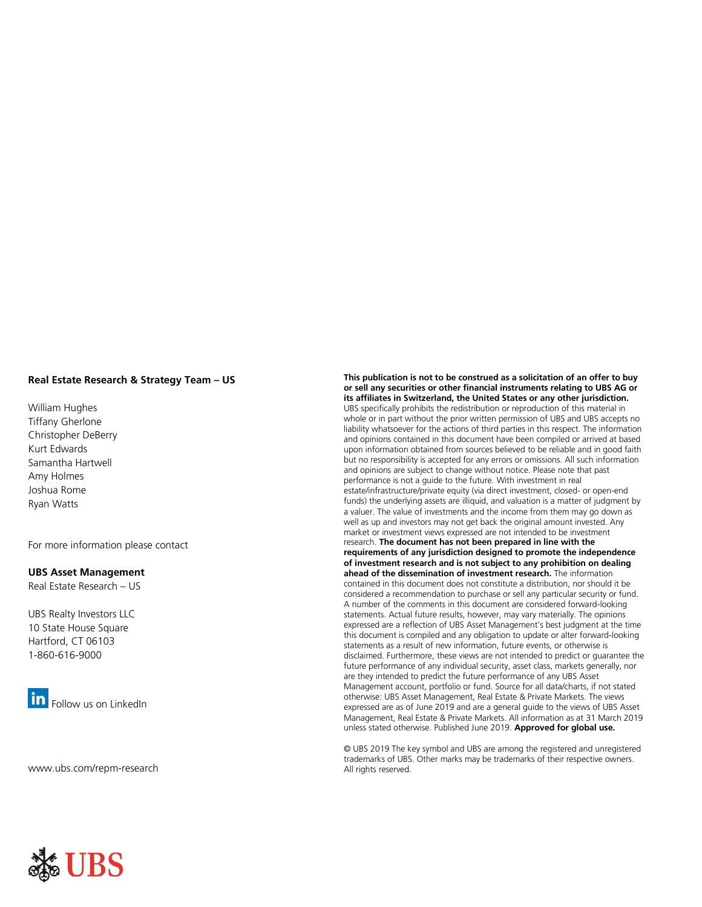**Real Estate Research & Strategy Team – US**

William Hughes
Tiffany Gherlone
Christopher DeBerry
Kurt Edwards
Samantha Hartwell
Amy Holmes
Joshua Rome
Ryan Watts

For more information please contact

**UBS Asset Management**
Real Estate Research – US

UBS Realty Investors LLC
10 State House Square
Hartford, CT 06103
1-860-616-9000

Follow us on LinkedIn

www.ubs.com/repm-research

**This publication is not to be construed as a solicitation of an offer to buy or sell any securities or other financial instruments relating to UBS AG or its affiliates in Switzerland, the United States or any other jurisdiction.** UBS specifically prohibits the redistribution or reproduction of this material in whole or in part without the prior written permission of UBS and UBS accepts no liability whatsoever for the actions of third parties in this respect. The information and opinions contained in this document have been compiled or arrived at based upon information obtained from sources believed to be reliable and in good faith but no responsibility is accepted for any errors or omissions. All such information and opinions are subject to change without notice. Please note that past performance is not a guide to the future. With investment in real estate/infrastructure/private equity (via direct investment, closed- or open-end funds) the underlying assets are illiquid, and valuation is a matter of judgment by a valuer. The value of investments and the income from them may go down as well as up and investors may not get back the original amount invested. Any market or investment views expressed are not intended to be investment research. **The document has not been prepared in line with the requirements of any jurisdiction designed to promote the independence of investment research and is not subject to any prohibition on dealing ahead of the dissemination of investment research.** The information contained in this document does not constitute a distribution, nor should it be considered a recommendation to purchase or sell any particular security or fund. A number of the comments in this document are considered forward-looking statements. Actual future results, however, may vary materially. The opinions expressed are a reflection of UBS Asset Management's best judgment at the time this document is compiled and any obligation to update or alter forward-looking statements as a result of new information, future events, or otherwise is disclaimed. Furthermore, these views are not intended to predict or guarantee the future performance of any individual security, asset class, markets generally, nor are they intended to predict the future performance of any UBS Asset Management account, portfolio or fund. Source for all data/charts, if not stated otherwise: UBS Asset Management, Real Estate & Private Markets. The views expressed are as of June 2019 and are a general guide to the views of UBS Asset Management, Real Estate & Private Markets. All information as at 31 March 2019 unless stated otherwise. Published June 2019. **Approved for global use.**

© UBS 2019 The key symbol and UBS are among the registered and unregistered trademarks of UBS. Other marks may be trademarks of their respective owners. All rights reserved.

UBS